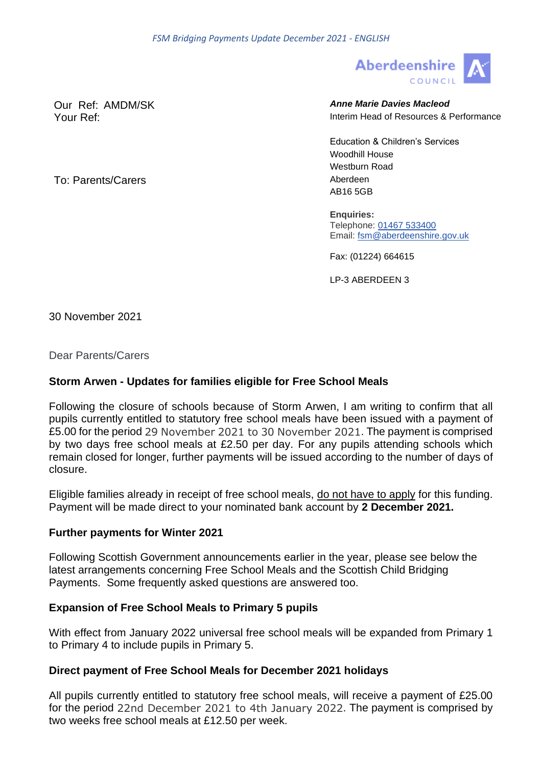FSM Bridging Payments Update December 2021 - ENGLISH

Aberdeenshire COUNCIL

Our Ref: AMDM/SK
Your Ref:

To: Parents/Carers

***Anne Marie Davies Macleod***
Interim Head of Resources & Performance

Education & Children's Services
Woodhill House
Westburn Road
Aberdeen
AB16 5GB

**Enquiries:**
Telephone: 01467 533400
Email: fsm@aberdeenshire.gov.uk

Fax: (01224) 664615

LP-3 ABERDEEN 3

30 November 2021

Dear Parents/Carers

**Storm Arwen - Updates for families eligible for Free School Meals**

Following the closure of schools because of Storm Arwen, I am writing to confirm that all pupils currently entitled to statutory free school meals have been issued with a payment of £5.00 for the period 29 November 2021 to 30 November 2021. The payment is comprised by two days free school meals at £2.50 per day. For any pupils attending schools which remain closed for longer, further payments will be issued according to the number of days of closure.

Eligible families already in receipt of free school meals, <u>do not have to apply</u> for this funding. Payment will be made direct to your nominated bank account by **2 December 2021.**

**Further payments for Winter 2021**

Following Scottish Government announcements earlier in the year, please see below the latest arrangements concerning Free School Meals and the Scottish Child Bridging Payments. Some frequently asked questions are answered too.

**Expansion of Free School Meals to Primary 5 pupils**

With effect from January 2022 universal free school meals will be expanded from Primary 1 to Primary 4 to include pupils in Primary 5.

**Direct payment of Free School Meals for December 2021 holidays**

All pupils currently entitled to statutory free school meals, will receive a payment of £25.00 for the period 22nd December 2021 to 4th January 2022. The payment is comprised by two weeks free school meals at £12.50 per week.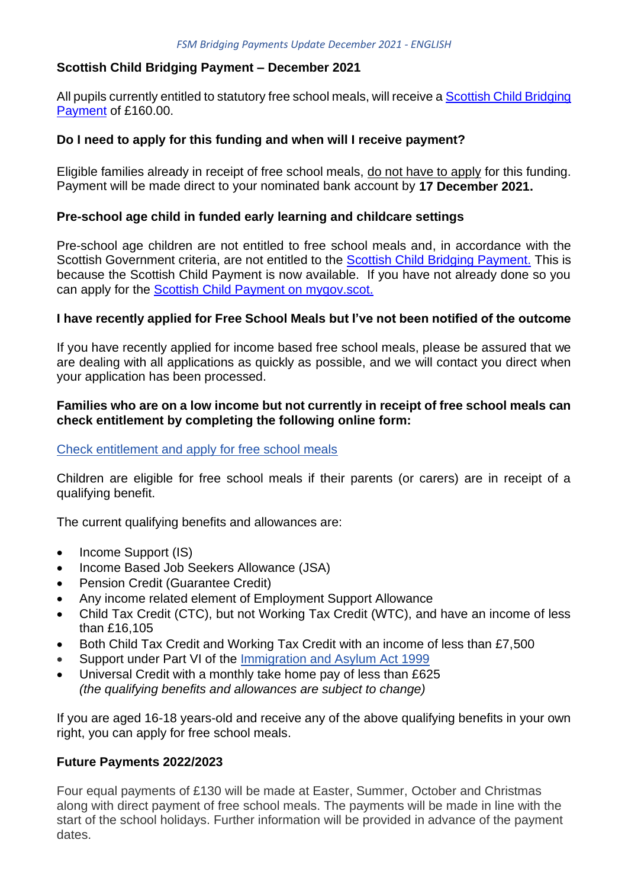## Scottish Child Bridging Payment – December 2021

All pupils currently entitled to statutory free school meals, will receive a Scottish Child Bridging Payment of £160.00.

### Do I need to apply for this funding and when will I receive payment?

Eligible families already in receipt of free school meals, do not have to apply for this funding. Payment will be made direct to your nominated bank account by **17 December 2021.**

### Pre-school age child in funded early learning and childcare settings

Pre-school age children are not entitled to free school meals and, in accordance with the Scottish Government criteria, are not entitled to the Scottish Child Bridging Payment. This is because the Scottish Child Payment is now available. If you have not already done so you can apply for the Scottish Child Payment on mygov.scot.

### I have recently applied for Free School Meals but I've not been notified of the outcome

If you have recently applied for income based free school meals, please be assured that we are dealing with all applications as quickly as possible, and we will contact you direct when your application has been processed.

**Families who are on a low income but not currently in receipt of free school meals can check entitlement by completing the following online form:**

Check entitlement and apply for free school meals

Children are eligible for free school meals if their parents (or carers) are in receipt of a qualifying benefit.

The current qualifying benefits and allowances are:

- Income Support (IS)
- Income Based Job Seekers Allowance (JSA)
- Pension Credit (Guarantee Credit)
- Any income related element of Employment Support Allowance
- Child Tax Credit (CTC), but not Working Tax Credit (WTC), and have an income of less than £16,105
- Both Child Tax Credit and Working Tax Credit with an income of less than £7,500
- Support under Part VI of the Immigration and Asylum Act 1999
- Universal Credit with a monthly take home pay of less than £625
  *(the qualifying benefits and allowances are subject to change)*

If you are aged 16-18 years-old and receive any of the above qualifying benefits in your own right, you can apply for free school meals.

### Future Payments 2022/2023

Four equal payments of £130 will be made at Easter, Summer, October and Christmas along with direct payment of free school meals. The payments will be made in line with the start of the school holidays. Further information will be provided in advance of the payment dates.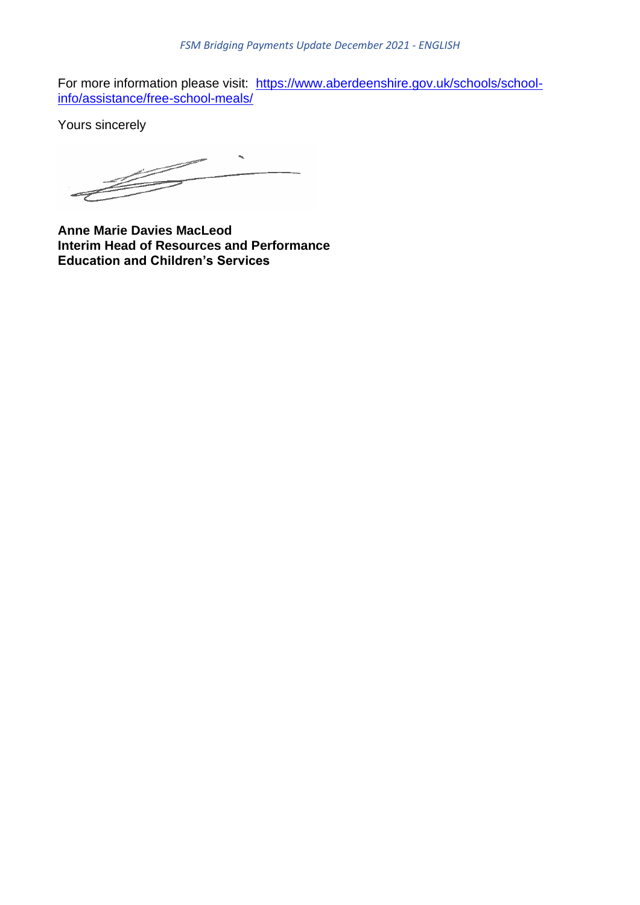For more information please visit: [https://www.aberdeenshire.gov.uk/schools/school-info/assistance/free-school-meals/](https://www.aberdeenshire.gov.uk/schools/school-info/assistance/free-school-meals/)

Yours sincerely

**Anne Marie Davies MacLeod**
**Interim Head of Resources and Performance**
**Education and Children's Services**